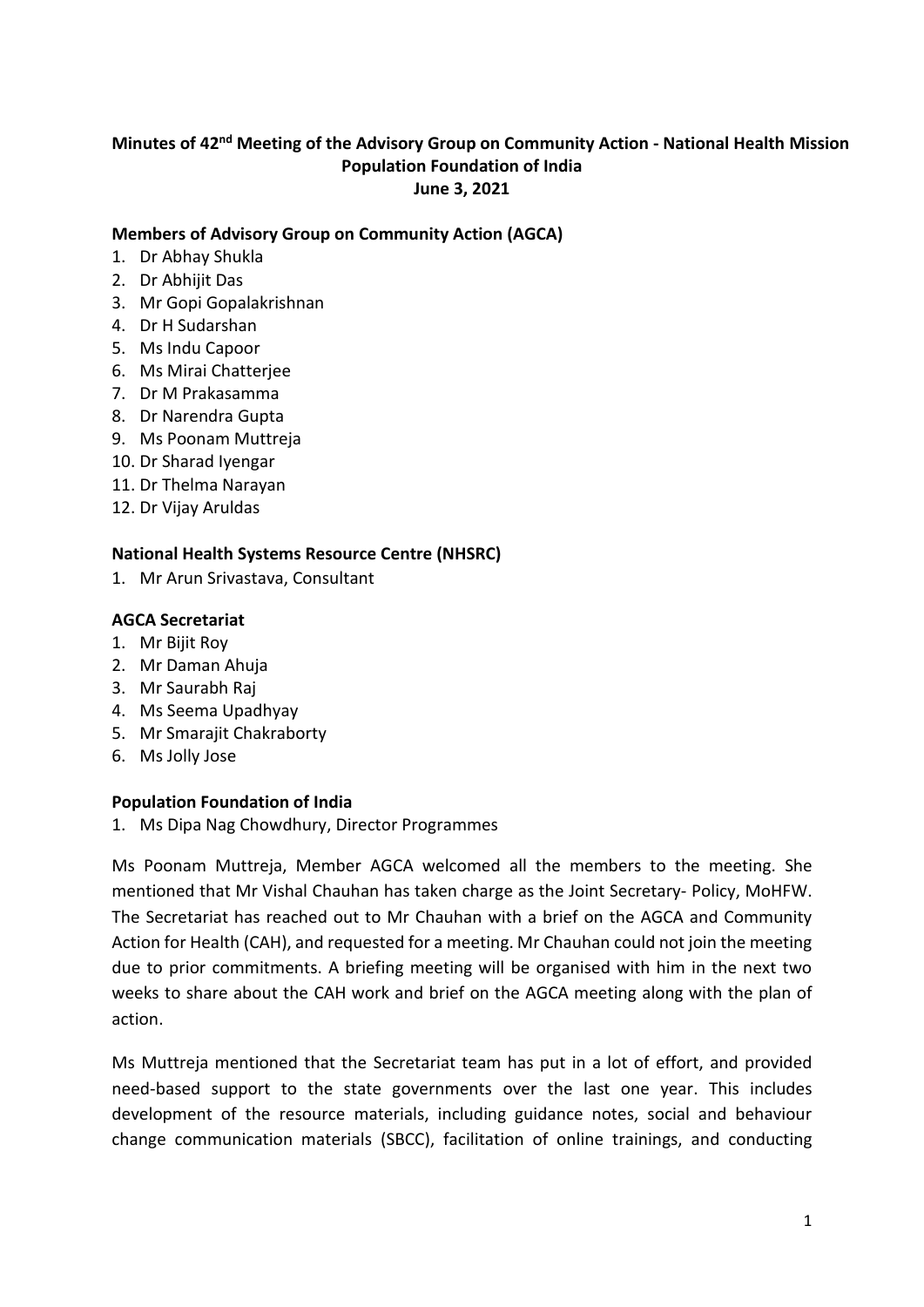**Minutes of 42[nd] Meeting of the Advisory Group on Community Action - National Health Mission**
**Population Foundation of India**
**June 3, 2021**

**Members of Advisory Group on Community Action (AGCA)**

1. Dr Abhay Shukla
2. Dr Abhijit Das
3. Mr Gopi Gopalakrishnan
4. Dr H Sudarshan
5. Ms Indu Capoor
6. Ms Mirai Chatterjee
7. Dr M Prakasamma
8. Dr Narendra Gupta
9. Ms Poonam Muttreja
10. Dr Sharad Iyengar
11. Dr Thelma Narayan
12. Dr Vijay Aruldas

**National Health Systems Resource Centre (NHSRC)**

1. Mr Arun Srivastava, Consultant

**AGCA Secretariat**

1. Mr Bijit Roy
2. Mr Daman Ahuja
3. Mr Saurabh Raj
4. Ms Seema Upadhyay
5. Mr Smarajit Chakraborty
6. Ms Jolly Jose

**Population Foundation of India**

1. Ms Dipa Nag Chowdhury, Director Programmes

Ms Poonam Muttreja, Member AGCA welcomed all the members to the meeting. She mentioned that Mr Vishal Chauhan has taken charge as the Joint Secretary- Policy, MoHFW. The Secretariat has reached out to Mr Chauhan with a brief on the AGCA and Community Action for Health (CAH), and requested for a meeting. Mr Chauhan could not join the meeting due to prior commitments. A briefing meeting will be organised with him in the next two weeks to share about the CAH work and brief on the AGCA meeting along with the plan of action.

Ms Muttreja mentioned that the Secretariat team has put in a lot of effort, and provided need-based support to the state governments over the last one year. This includes development of the resource materials, including guidance notes, social and behaviour change communication materials (SBCC), facilitation of online trainings, and conducting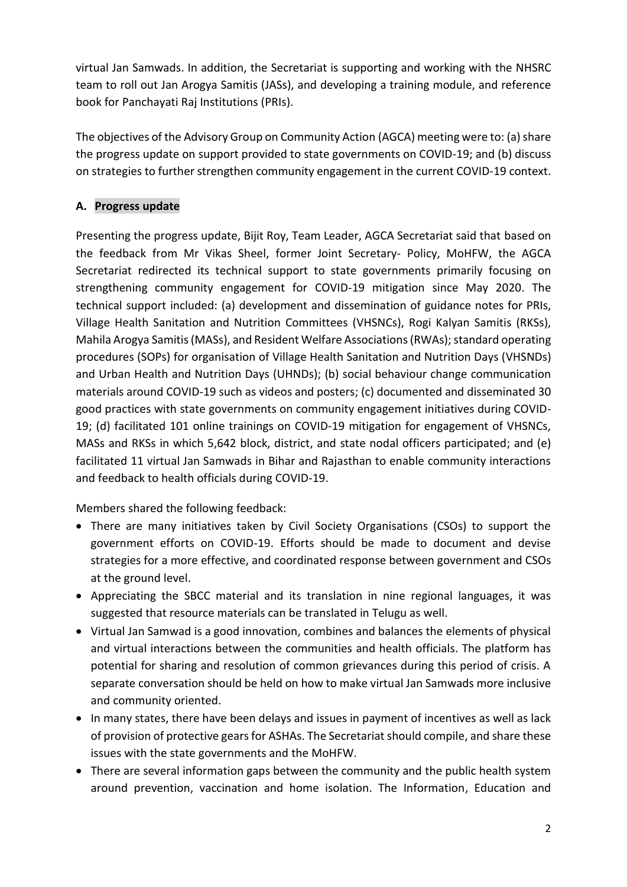virtual Jan Samwads. In addition, the Secretariat is supporting and working with the NHSRC team to roll out Jan Arogya Samitis (JASs), and developing a training module, and reference book for Panchayati Raj Institutions (PRIs).

The objectives of the Advisory Group on Community Action (AGCA) meeting were to: (a) share the progress update on support provided to state governments on COVID-19; and (b) discuss on strategies to further strengthen community engagement in the current COVID-19 context.

## A. Progress update

Presenting the progress update, Bijit Roy, Team Leader, AGCA Secretariat said that based on the feedback from Mr Vikas Sheel, former Joint Secretary- Policy, MoHFW, the AGCA Secretariat redirected its technical support to state governments primarily focusing on strengthening community engagement for COVID-19 mitigation since May 2020. The technical support included: (a) development and dissemination of guidance notes for PRIs, Village Health Sanitation and Nutrition Committees (VHSNCs), Rogi Kalyan Samitis (RKSs), Mahila Arogya Samitis (MASs), and Resident Welfare Associations (RWAs); standard operating procedures (SOPs) for organisation of Village Health Sanitation and Nutrition Days (VHSNDs) and Urban Health and Nutrition Days (UHNDs); (b) social behaviour change communication materials around COVID-19 such as videos and posters; (c) documented and disseminated 30 good practices with state governments on community engagement initiatives during COVID-19; (d) facilitated 101 online trainings on COVID-19 mitigation for engagement of VHSNCs, MASs and RKSs in which 5,642 block, district, and state nodal officers participated; and (e) facilitated 11 virtual Jan Samwads in Bihar and Rajasthan to enable community interactions and feedback to health officials during COVID-19.

Members shared the following feedback:

- There are many initiatives taken by Civil Society Organisations (CSOs) to support the government efforts on COVID-19. Efforts should be made to document and devise strategies for a more effective, and coordinated response between government and CSOs at the ground level.
- Appreciating the SBCC material and its translation in nine regional languages, it was suggested that resource materials can be translated in Telugu as well.
- Virtual Jan Samwad is a good innovation, combines and balances the elements of physical and virtual interactions between the communities and health officials. The platform has potential for sharing and resolution of common grievances during this period of crisis. A separate conversation should be held on how to make virtual Jan Samwads more inclusive and community oriented.
- In many states, there have been delays and issues in payment of incentives as well as lack of provision of protective gears for ASHAs. The Secretariat should compile, and share these issues with the state governments and the MoHFW.
- There are several information gaps between the community and the public health system around prevention, vaccination and home isolation. The Information, Education and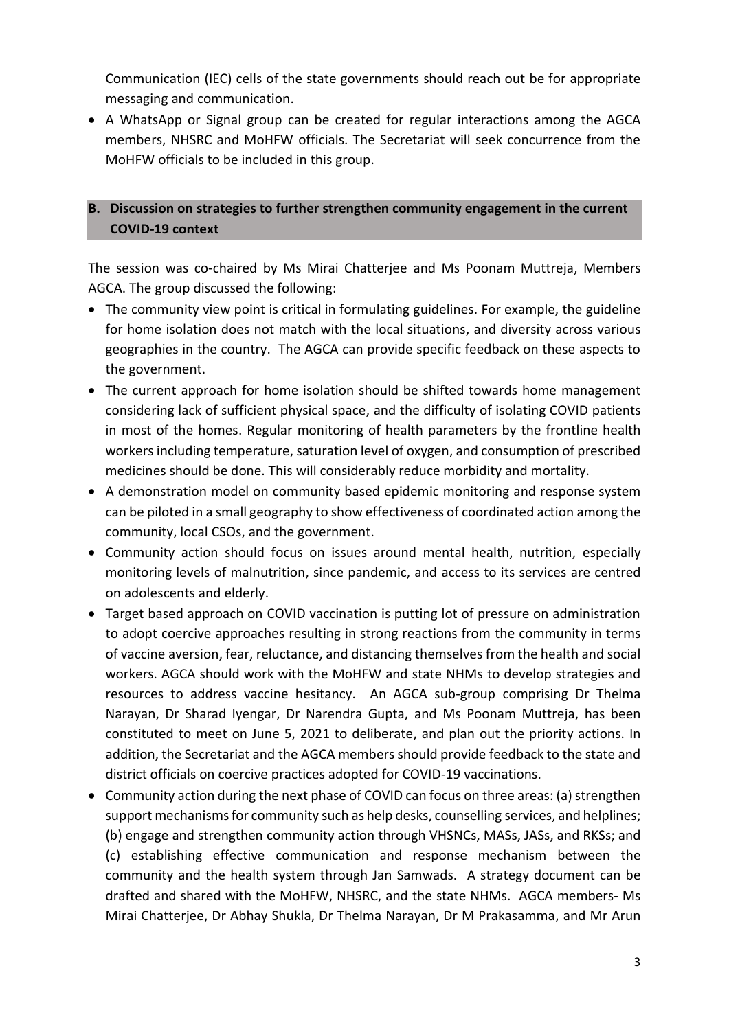Communication (IEC) cells of the state governments should reach out be for appropriate messaging and communication.

- A WhatsApp or Signal group can be created for regular interactions among the AGCA members, NHSRC and MoHFW officials. The Secretariat will seek concurrence from the MoHFW officials to be included in this group.

## B. Discussion on strategies to further strengthen community engagement in the current COVID-19 context

The session was co-chaired by Ms Mirai Chatterjee and Ms Poonam Muttreja, Members AGCA. The group discussed the following:

- The community view point is critical in formulating guidelines. For example, the guideline for home isolation does not match with the local situations, and diversity across various geographies in the country. The AGCA can provide specific feedback on these aspects to the government.
- The current approach for home isolation should be shifted towards home management considering lack of sufficient physical space, and the difficulty of isolating COVID patients in most of the homes. Regular monitoring of health parameters by the frontline health workers including temperature, saturation level of oxygen, and consumption of prescribed medicines should be done. This will considerably reduce morbidity and mortality.
- A demonstration model on community based epidemic monitoring and response system can be piloted in a small geography to show effectiveness of coordinated action among the community, local CSOs, and the government.
- Community action should focus on issues around mental health, nutrition, especially monitoring levels of malnutrition, since pandemic, and access to its services are centred on adolescents and elderly.
- Target based approach on COVID vaccination is putting lot of pressure on administration to adopt coercive approaches resulting in strong reactions from the community in terms of vaccine aversion, fear, reluctance, and distancing themselves from the health and social workers. AGCA should work with the MoHFW and state NHMs to develop strategies and resources to address vaccine hesitancy. An AGCA sub-group comprising Dr Thelma Narayan, Dr Sharad Iyengar, Dr Narendra Gupta, and Ms Poonam Muttreja, has been constituted to meet on June 5, 2021 to deliberate, and plan out the priority actions. In addition, the Secretariat and the AGCA members should provide feedback to the state and district officials on coercive practices adopted for COVID-19 vaccinations.
- Community action during the next phase of COVID can focus on three areas: (a) strengthen support mechanisms for community such as help desks, counselling services, and helplines; (b) engage and strengthen community action through VHSNCs, MASs, JASs, and RKSs; and (c) establishing effective communication and response mechanism between the community and the health system through Jan Samwads. A strategy document can be drafted and shared with the MoHFW, NHSRC, and the state NHMs. AGCA members- Ms Mirai Chatterjee, Dr Abhay Shukla, Dr Thelma Narayan, Dr M Prakasamma, and Mr Arun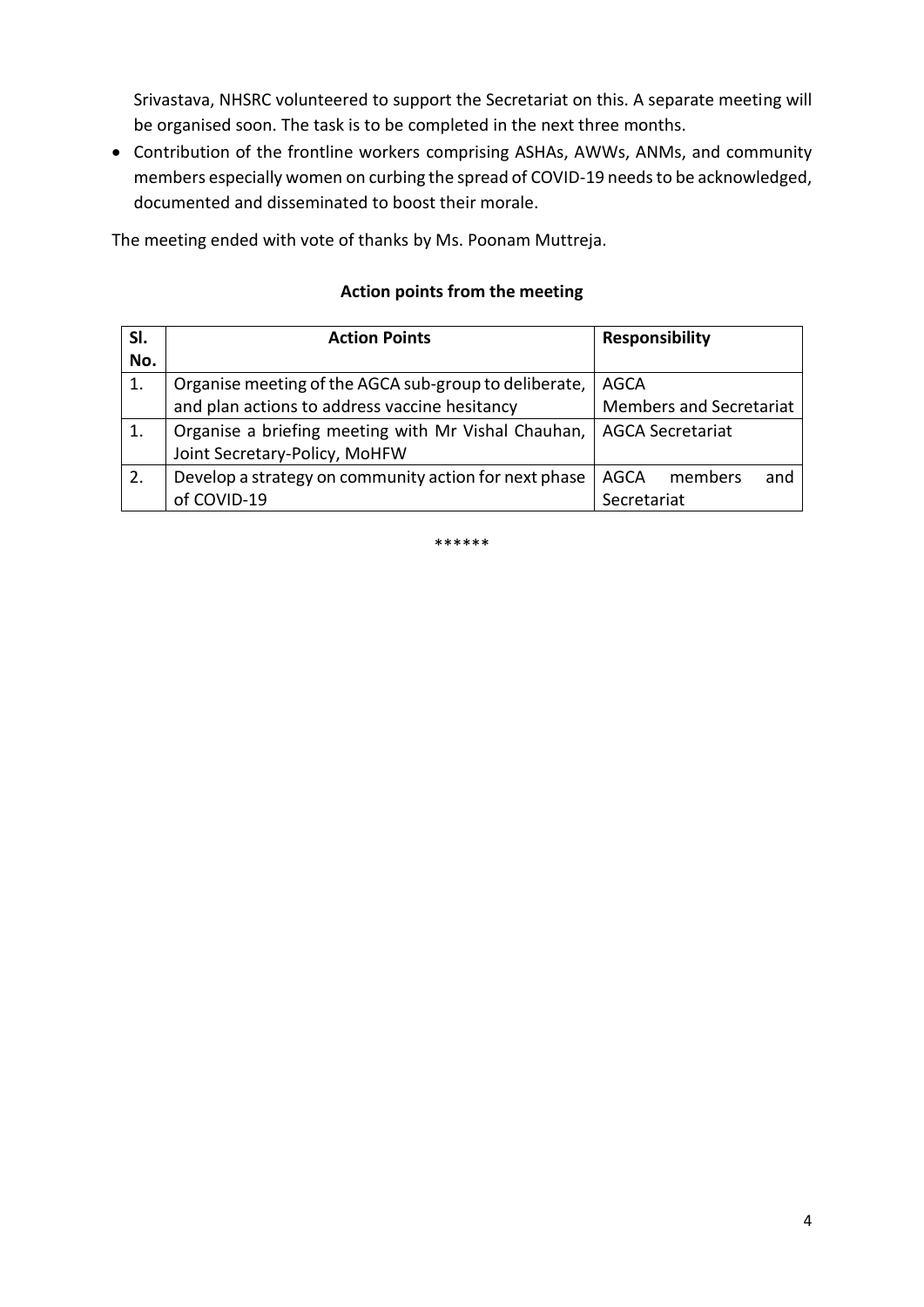Srivastava, NHSRC volunteered to support the Secretariat on this. A separate meeting will be organised soon. The task is to be completed in the next three months.

- Contribution of the frontline workers comprising ASHAs, AWWs, ANMs, and community members especially women on curbing the spread of COVID-19 needs to be acknowledged, documented and disseminated to boost their morale.

The meeting ended with vote of thanks by Ms. Poonam Muttreja.

**Action points from the meeting**

| Sl. No. | Action Points | Responsibility |
|---|---|---|
| 1. | Organise meeting of the AGCA sub-group to deliberate, and plan actions to address vaccine hesitancy | AGCA Members and Secretariat |
| 1. | Organise a briefing meeting with Mr Vishal Chauhan, Joint Secretary-Policy, MoHFW | AGCA Secretariat |
| 2. | Develop a strategy on community action for next phase of COVID-19 | AGCA members and Secretariat |

******